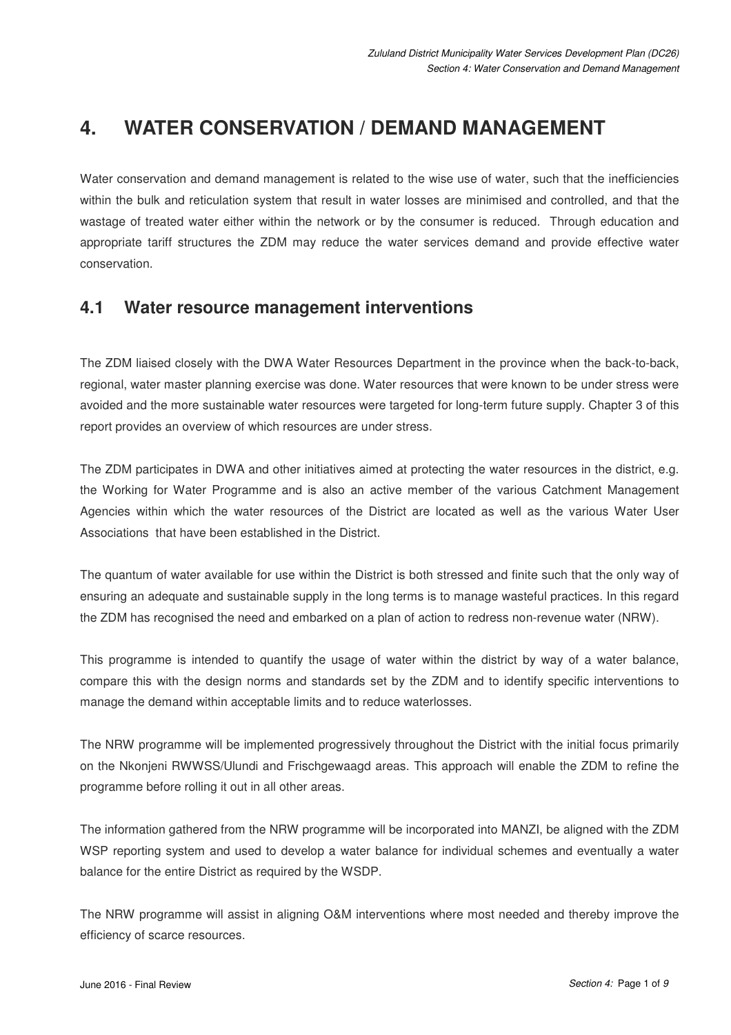# 4. WATER CONSERVATION / DEMAND MANAGEMENT

Water conservation and demand management is related to the wise use of water, such that the inefficiencies within the bulk and reticulation system that result in water losses are minimised and controlled, and that the wastage of treated water either within the network or by the consumer is reduced. Through education and appropriate tariff structures the ZDM may reduce the water services demand and provide effective water conservation.

## 4.1 Water resource management interventions

The ZDM liaised closely with the DWA Water Resources Department in the province when the back-to-back, regional, water master planning exercise was done. Water resources that were known to be under stress were avoided and the more sustainable water resources were targeted for long-term future supply. Chapter 3 of this report provides an overview of which resources are under stress.

The ZDM participates in DWA and other initiatives aimed at protecting the water resources in the district, e.g. the Working for Water Programme and is also an active member of the various Catchment Management Agencies within which the water resources of the District are located as well as the various Water User Associations that have been established in the District.

The quantum of water available for use within the District is both stressed and finite such that the only way of ensuring an adequate and sustainable supply in the long terms is to manage wasteful practices. In this regard the ZDM has recognised the need and embarked on a plan of action to redress non-revenue water (NRW).

This programme is intended to quantify the usage of water within the district by way of a water balance, compare this with the design norms and standards set by the ZDM and to identify specific interventions to manage the demand within acceptable limits and to reduce waterlosses.

The NRW programme will be implemented progressively throughout the District with the initial focus primarily on the Nkonjeni RWWSS/Ulundi and Frischgewaagd areas. This approach will enable the ZDM to refine the programme before rolling it out in all other areas.

The information gathered from the NRW programme will be incorporated into MANZI, be aligned with the ZDM WSP reporting system and used to develop a water balance for individual schemes and eventually a water balance for the entire District as required by the WSDP.

The NRW programme will assist in aligning O&M interventions where most needed and thereby improve the efficiency of scarce resources.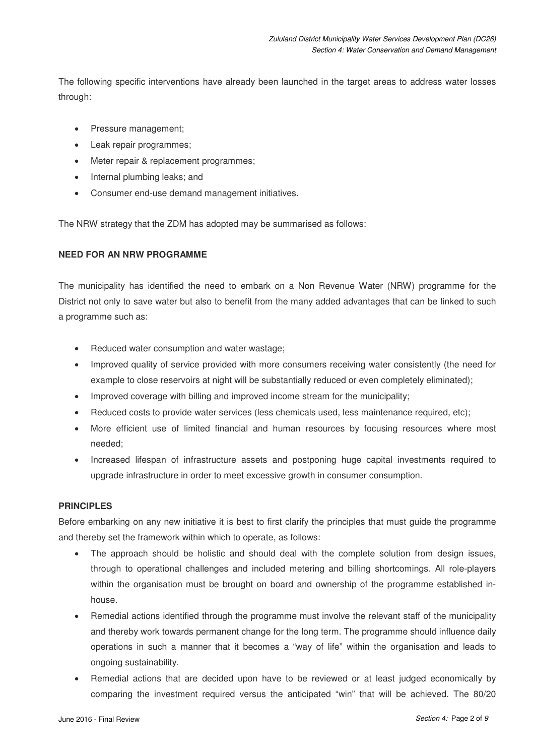The following specific interventions have already been launched in the target areas to address water losses through:

- Pressure management;
- Leak repair programmes;
- Meter repair & replacement programmes;
- Internal plumbing leaks; and
- Consumer end-use demand management initiatives.

The NRW strategy that the ZDM has adopted may be summarised as follows:

**NEED FOR AN NRW PROGRAMME**

The municipality has identified the need to embark on a Non Revenue Water (NRW) programme for the District not only to save water but also to benefit from the many added advantages that can be linked to such a programme such as:

- Reduced water consumption and water wastage;
- Improved quality of service provided with more consumers receiving water consistently (the need for example to close reservoirs at night will be substantially reduced or even completely eliminated);
- Improved coverage with billing and improved income stream for the municipality;
- Reduced costs to provide water services (less chemicals used, less maintenance required, etc);
- More efficient use of limited financial and human resources by focusing resources where most needed;
- Increased lifespan of infrastructure assets and postponing huge capital investments required to upgrade infrastructure in order to meet excessive growth in consumer consumption.

**PRINCIPLES**

Before embarking on any new initiative it is best to first clarify the principles that must guide the programme and thereby set the framework within which to operate, as follows:

- The approach should be holistic and should deal with the complete solution from design issues, through to operational challenges and included metering and billing shortcomings. All role-players within the organisation must be brought on board and ownership of the programme established in-house.
- Remedial actions identified through the programme must involve the relevant staff of the municipality and thereby work towards permanent change for the long term. The programme should influence daily operations in such a manner that it becomes a "way of life" within the organisation and leads to ongoing sustainability.
- Remedial actions that are decided upon have to be reviewed or at least judged economically by comparing the investment required versus the anticipated "win" that will be achieved. The 80/20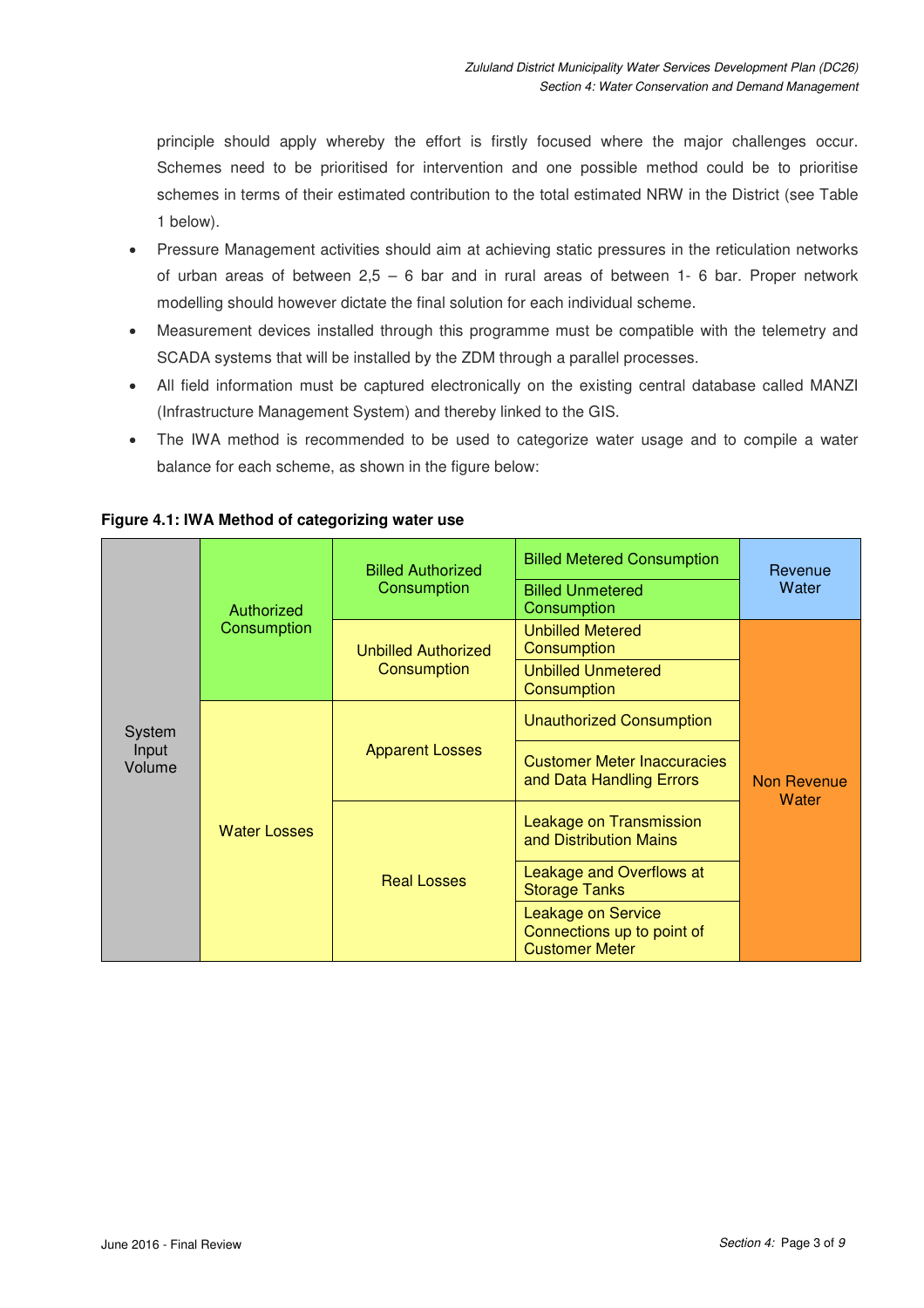principle should apply whereby the effort is firstly focused where the major challenges occur. Schemes need to be prioritised for intervention and one possible method could be to prioritise schemes in terms of their estimated contribution to the total estimated NRW in the District (see Table 1 below).

- Pressure Management activities should aim at achieving static pressures in the reticulation networks of urban areas of between 2,5 – 6 bar and in rural areas of between 1- 6 bar. Proper network modelling should however dictate the final solution for each individual scheme.
- Measurement devices installed through this programme must be compatible with the telemetry and SCADA systems that will be installed by the ZDM through a parallel processes.
- All field information must be captured electronically on the existing central database called MANZI (Infrastructure Management System) and thereby linked to the GIS.
- The IWA method is recommended to be used to categorize water usage and to compile a water balance for each scheme, as shown in the figure below:

**Figure 4.1: IWA Method of categorizing water use**

| | | | | |
|---|---|---|---|---|
| System Input Volume | Authorized Consumption | Billed Authorized Consumption | Billed Metered Consumption | Revenue Water |
| | | | Billed Unmetered Consumption | |
| | | Unbilled Authorized Consumption | Unbilled Metered Consumption | Non Revenue Water |
| | | | Unbilled Unmetered Consumption | |
| | Water Losses | Apparent Losses | Unauthorized Consumption | |
| | | | Customer Meter Inaccuracies and Data Handling Errors | |
| | | Real Losses | Leakage on Transmission and Distribution Mains | |
| | | | Leakage and Overflows at Storage Tanks | |
| | | | Leakage on Service Connections up to point of Customer Meter | |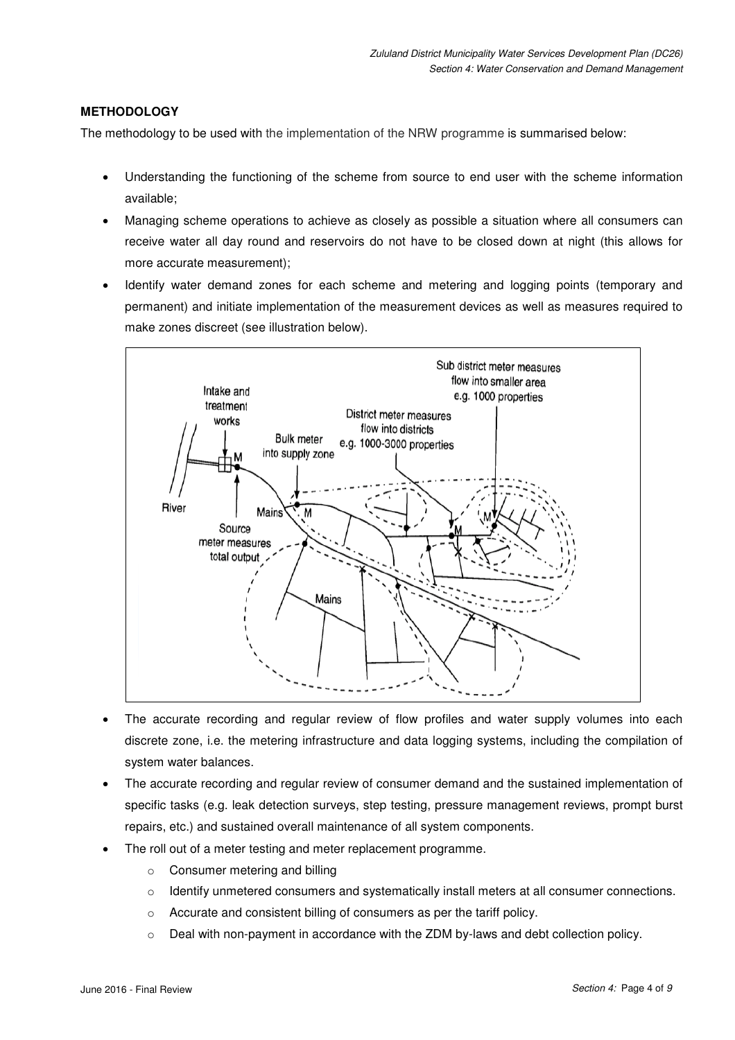**METHODOLOGY**

The methodology to be used with the implementation of the NRW programme is summarised below:

- Understanding the functioning of the scheme from source to end user with the scheme information available;
- Managing scheme operations to achieve as closely as possible a situation where all consumers can receive water all day round and reservoirs do not have to be closed down at night (this allows for more accurate measurement);
- Identify water demand zones for each scheme and metering and logging points (temporary and permanent) and initiate implementation of the measurement devices as well as measures required to make zones discreet (see illustration below).

- The accurate recording and regular review of flow profiles and water supply volumes into each discrete zone, i.e. the metering infrastructure and data logging systems, including the compilation of system water balances.
- The accurate recording and regular review of consumer demand and the sustained implementation of specific tasks (e.g. leak detection surveys, step testing, pressure management reviews, prompt burst repairs, etc.) and sustained overall maintenance of all system components.
- The roll out of a meter testing and meter replacement programme.
  - Consumer metering and billing
  - Identify unmetered consumers and systematically install meters at all consumer connections.
  - Accurate and consistent billing of consumers as per the tariff policy.
  - Deal with non-payment in accordance with the ZDM by-laws and debt collection policy.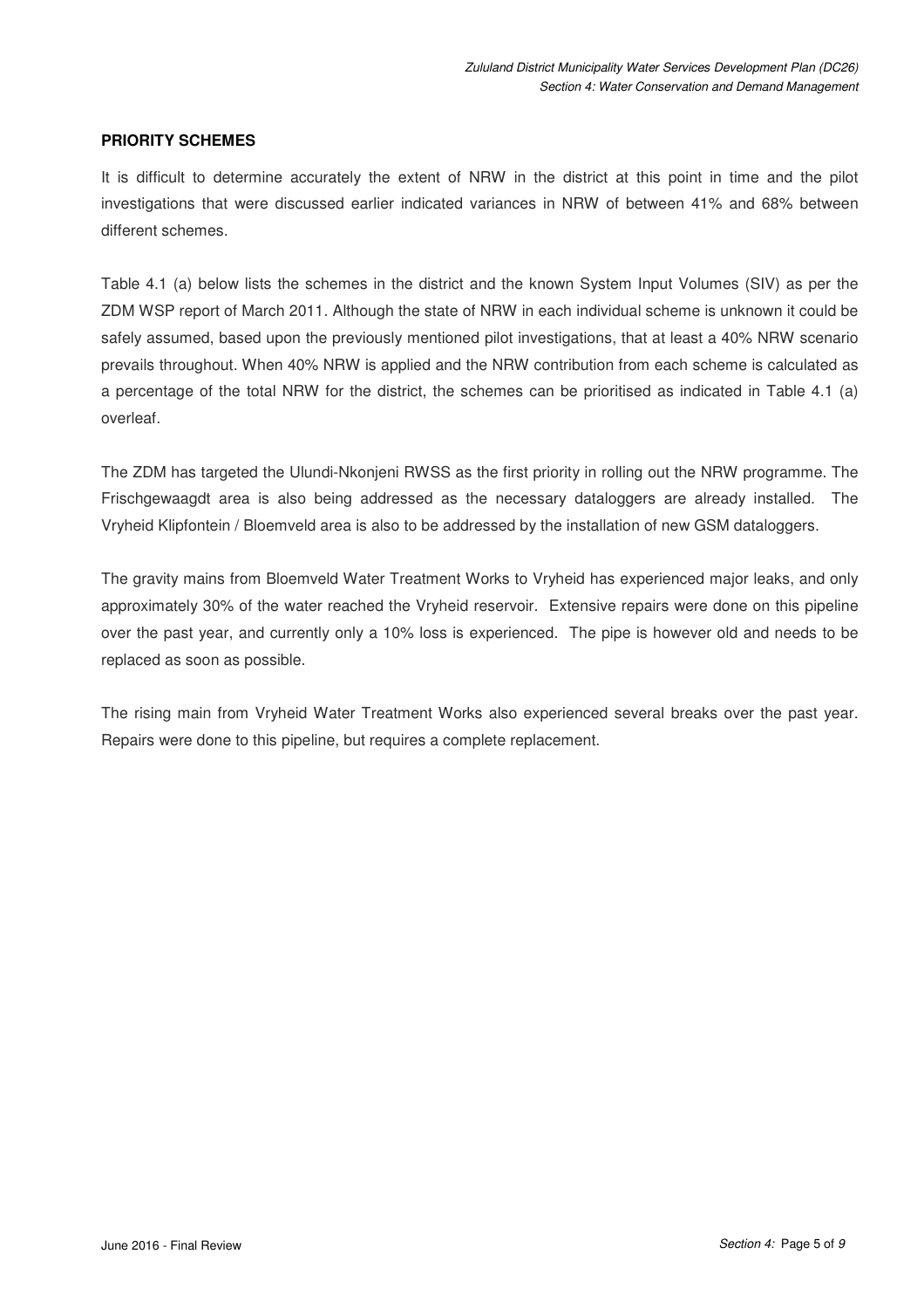## PRIORITY SCHEMES

It is difficult to determine accurately the extent of NRW in the district at this point in time and the pilot investigations that were discussed earlier indicated variances in NRW of between 41% and 68% between different schemes.

Table 4.1 (a) below lists the schemes in the district and the known System Input Volumes (SIV) as per the ZDM WSP report of March 2011. Although the state of NRW in each individual scheme is unknown it could be safely assumed, based upon the previously mentioned pilot investigations, that at least a 40% NRW scenario prevails throughout. When 40% NRW is applied and the NRW contribution from each scheme is calculated as a percentage of the total NRW for the district, the schemes can be prioritised as indicated in Table 4.1 (a) overleaf.

The ZDM has targeted the Ulundi-Nkonjeni RWSS as the first priority in rolling out the NRW programme. The Frischgewaagdt area is also being addressed as the necessary dataloggers are already installed. The Vryheid Klipfontein / Bloemveld area is also to be addressed by the installation of new GSM dataloggers.

The gravity mains from Bloemveld Water Treatment Works to Vryheid has experienced major leaks, and only approximately 30% of the water reached the Vryheid reservoir. Extensive repairs were done on this pipeline over the past year, and currently only a 10% loss is experienced. The pipe is however old and needs to be replaced as soon as possible.

The rising main from Vryheid Water Treatment Works also experienced several breaks over the past year. Repairs were done to this pipeline, but requires a complete replacement.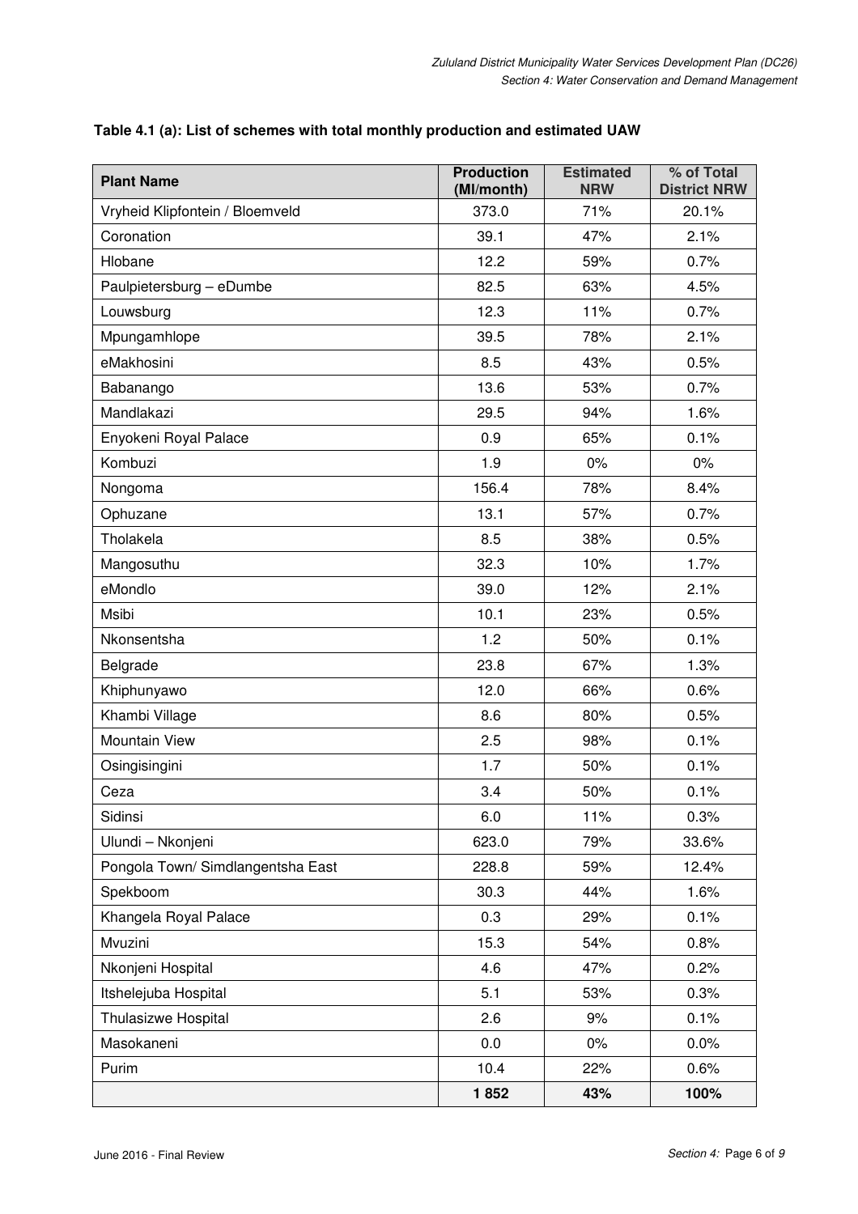**Table 4.1 (a): List of schemes with total monthly production and estimated UAW**

| Plant Name | Production (Ml/month) | Estimated NRW | % of Total District NRW |
|---|---|---|---|
| Vryheid Klipfontein / Bloemveld | 373.0 | 71% | 20.1% |
| Coronation | 39.1 | 47% | 2.1% |
| Hlobane | 12.2 | 59% | 0.7% |
| Paulpietersburg – eDumbe | 82.5 | 63% | 4.5% |
| Louwsburg | 12.3 | 11% | 0.7% |
| Mpungamhlope | 39.5 | 78% | 2.1% |
| eMakhosini | 8.5 | 43% | 0.5% |
| Babanango | 13.6 | 53% | 0.7% |
| Mandlakazi | 29.5 | 94% | 1.6% |
| Enyokeni Royal Palace | 0.9 | 65% | 0.1% |
| Kombuzi | 1.9 | 0% | 0% |
| Nongoma | 156.4 | 78% | 8.4% |
| Ophuzane | 13.1 | 57% | 0.7% |
| Tholakela | 8.5 | 38% | 0.5% |
| Mangosuthu | 32.3 | 10% | 1.7% |
| eMondlo | 39.0 | 12% | 2.1% |
| Msibi | 10.1 | 23% | 0.5% |
| Nkonsentsha | 1.2 | 50% | 0.1% |
| Belgrade | 23.8 | 67% | 1.3% |
| Khiphunyawo | 12.0 | 66% | 0.6% |
| Khambi Village | 8.6 | 80% | 0.5% |
| Mountain View | 2.5 | 98% | 0.1% |
| Osingisingini | 1.7 | 50% | 0.1% |
| Ceza | 3.4 | 50% | 0.1% |
| Sidinsi | 6.0 | 11% | 0.3% |
| Ulundi – Nkonjeni | 623.0 | 79% | 33.6% |
| Pongola Town/ Simdlangentsha East | 228.8 | 59% | 12.4% |
| Spekboom | 30.3 | 44% | 1.6% |
| Khangela Royal Palace | 0.3 | 29% | 0.1% |
| Mvuzini | 15.3 | 54% | 0.8% |
| Nkonjeni Hospital | 4.6 | 47% | 0.2% |
| Itshelejuba Hospital | 5.1 | 53% | 0.3% |
| Thulasizwe Hospital | 2.6 | 9% | 0.1% |
| Masokaneni | 0.0 | 0% | 0.0% |
| Purim | 10.4 | 22% | 0.6% |
| | **1 852** | **43%** | **100%** |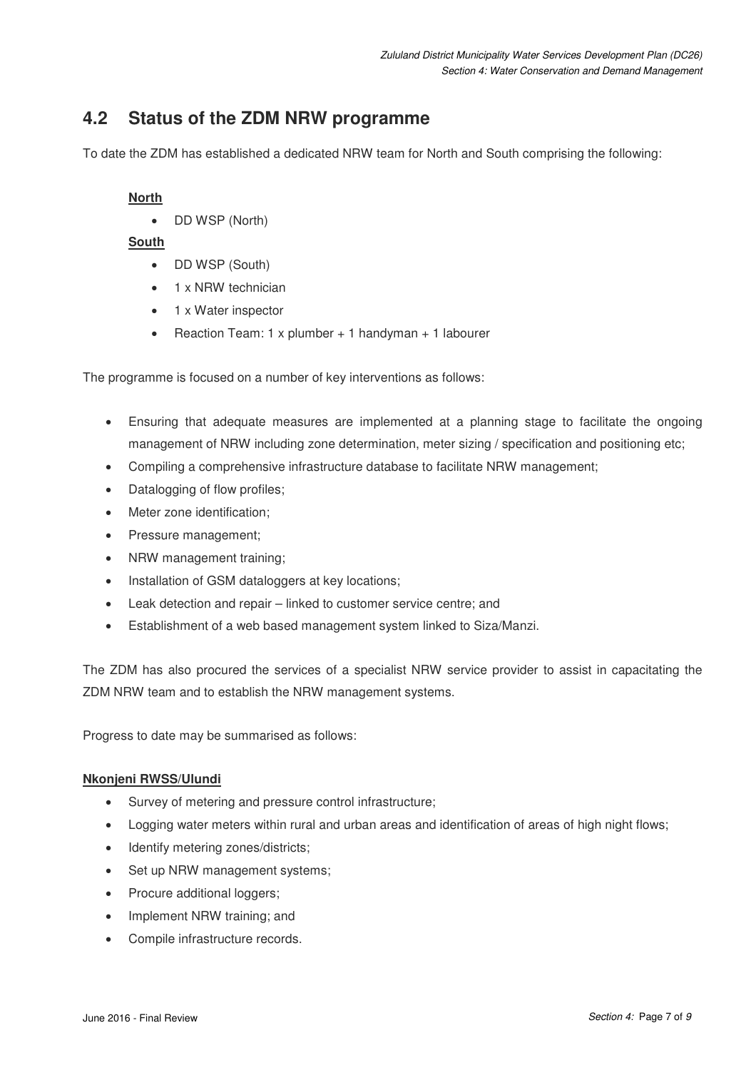## 4.2 Status of the ZDM NRW programme

To date the ZDM has established a dedicated NRW team for North and South comprising the following:

**North**

- DD WSP (North)

**South**

- DD WSP (South)
- 1 x NRW technician
- 1 x Water inspector
- Reaction Team: 1 x plumber + 1 handyman + 1 labourer

The programme is focused on a number of key interventions as follows:

- Ensuring that adequate measures are implemented at a planning stage to facilitate the ongoing management of NRW including zone determination, meter sizing / specification and positioning etc;
- Compiling a comprehensive infrastructure database to facilitate NRW management;
- Datalogging of flow profiles;
- Meter zone identification;
- Pressure management;
- NRW management training;
- Installation of GSM dataloggers at key locations;
- Leak detection and repair – linked to customer service centre; and
- Establishment of a web based management system linked to Siza/Manzi.

The ZDM has also procured the services of a specialist NRW service provider to assist in capacitating the ZDM NRW team and to establish the NRW management systems.

Progress to date may be summarised as follows:

**Nkonjeni RWSS/Ulundi**

- Survey of metering and pressure control infrastructure;
- Logging water meters within rural and urban areas and identification of areas of high night flows;
- Identify metering zones/districts;
- Set up NRW management systems;
- Procure additional loggers;
- Implement NRW training; and
- Compile infrastructure records.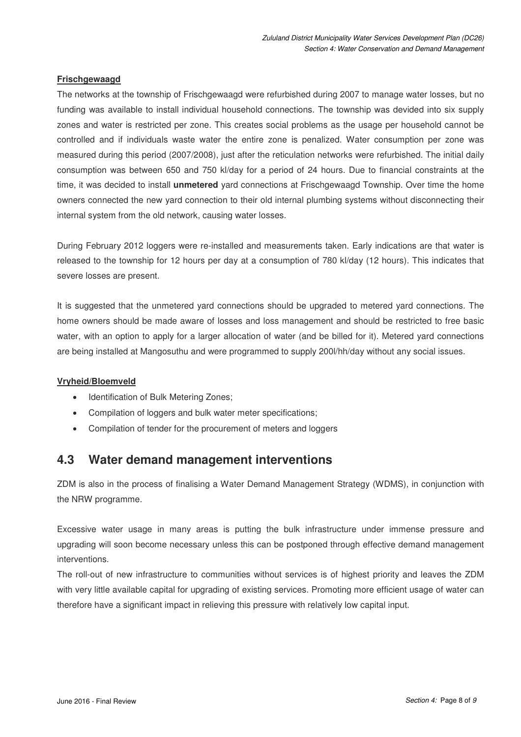**Frischgewaagd**

The networks at the township of Frischgewaagd were refurbished during 2007 to manage water losses, but no funding was available to install individual household connections. The township was devided into six supply zones and water is restricted per zone. This creates social problems as the usage per household cannot be controlled and if individuals waste water the entire zone is penalized. Water consumption per zone was measured during this period (2007/2008), just after the reticulation networks were refurbished. The initial daily consumption was between 650 and 750 kl/day for a period of 24 hours. Due to financial constraints at the time, it was decided to install **unmetered** yard connections at Frischgewaagd Township. Over time the home owners connected the new yard connection to their old internal plumbing systems without disconnecting their internal system from the old network, causing water losses.

During February 2012 loggers were re-installed and measurements taken. Early indications are that water is released to the township for 12 hours per day at a consumption of 780 kl/day (12 hours). This indicates that severe losses are present.

It is suggested that the unmetered yard connections should be upgraded to metered yard connections. The home owners should be made aware of losses and loss management and should be restricted to free basic water, with an option to apply for a larger allocation of water (and be billed for it). Metered yard connections are being installed at Mangosuthu and were programmed to supply 200l/hh/day without any social issues.

**Vryheid/Bloemveld**

- Identification of Bulk Metering Zones;
- Compilation of loggers and bulk water meter specifications;
- Compilation of tender for the procurement of meters and loggers

## 4.3 Water demand management interventions

ZDM is also in the process of finalising a Water Demand Management Strategy (WDMS), in conjunction with the NRW programme.

Excessive water usage in many areas is putting the bulk infrastructure under immense pressure and upgrading will soon become necessary unless this can be postponed through effective demand management interventions.

The roll-out of new infrastructure to communities without services is of highest priority and leaves the ZDM with very little available capital for upgrading of existing services. Promoting more efficient usage of water can therefore have a significant impact in relieving this pressure with relatively low capital input.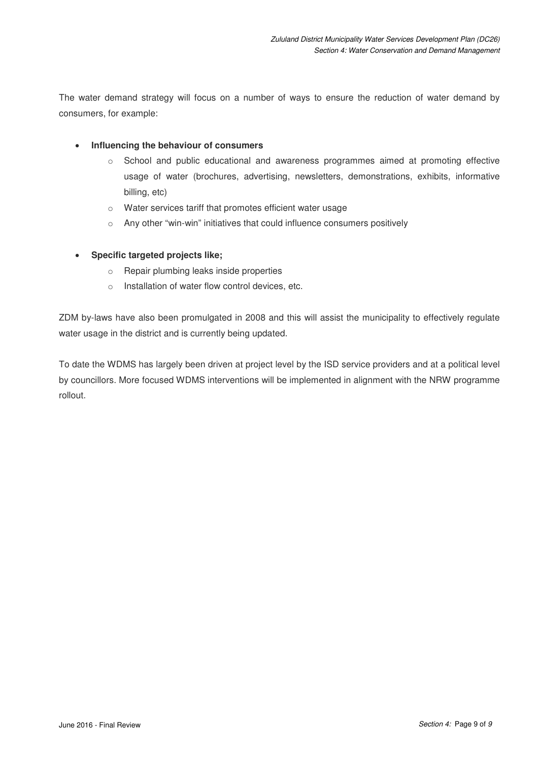The water demand strategy will focus on a number of ways to ensure the reduction of water demand by consumers, for example:

- **Influencing the behaviour of consumers**
  - School and public educational and awareness programmes aimed at promoting effective usage of water (brochures, advertising, newsletters, demonstrations, exhibits, informative billing, etc)
  - Water services tariff that promotes efficient water usage
  - Any other "win-win" initiatives that could influence consumers positively

- **Specific targeted projects like;**
  - Repair plumbing leaks inside properties
  - Installation of water flow control devices, etc.

ZDM by-laws have also been promulgated in 2008 and this will assist the municipality to effectively regulate water usage in the district and is currently being updated.

To date the WDMS has largely been driven at project level by the ISD service providers and at a political level by councillors. More focused WDMS interventions will be implemented in alignment with the NRW programme rollout.